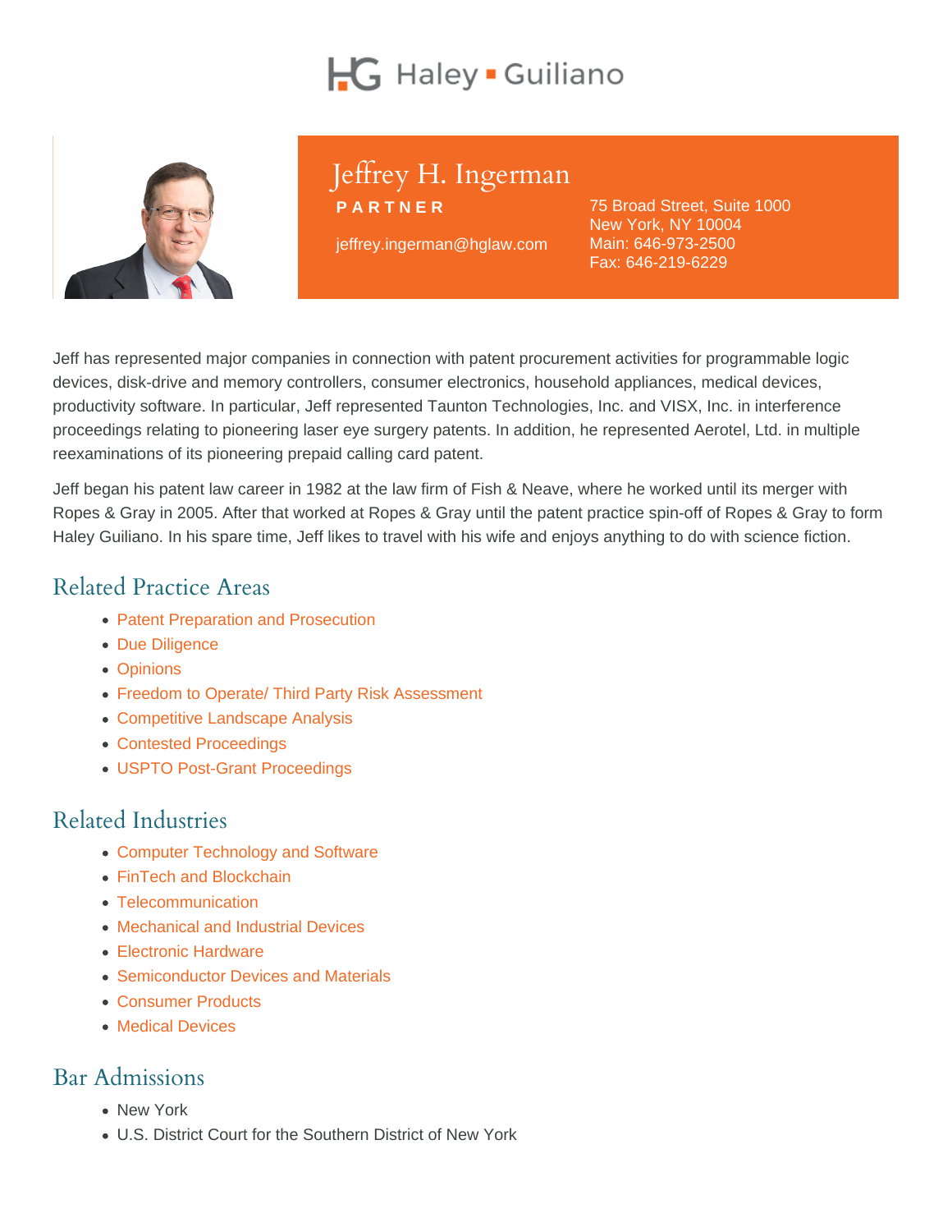Haley ▪ Guiliano

# Jeffrey H. Ingerman

**PARTNER**

jeffrey.ingerman@hglaw.com

75 Broad Street, Suite 1000
New York, NY 10004
Main: 646-973-2500
Fax: 646-219-6229

Jeff has represented major companies in connection with patent procurement activities for programmable logic devices, disk-drive and memory controllers, consumer electronics, household appliances, medical devices, productivity software. In particular, Jeff represented Taunton Technologies, Inc. and VISX, Inc. in interference proceedings relating to pioneering laser eye surgery patents. In addition, he represented Aerotel, Ltd. in multiple reexaminations of its pioneering prepaid calling card patent.

Jeff began his patent law career in 1982 at the law firm of Fish & Neave, where he worked until its merger with Ropes & Gray in 2005. After that worked at Ropes & Gray until the patent practice spin-off of Ropes & Gray to form Haley Guiliano. In his spare time, Jeff likes to travel with his wife and enjoys anything to do with science fiction.

## Related Practice Areas

- Patent Preparation and Prosecution
- Due Diligence
- Opinions
- Freedom to Operate/ Third Party Risk Assessment
- Competitive Landscape Analysis
- Contested Proceedings
- USPTO Post-Grant Proceedings

## Related Industries

- Computer Technology and Software
- FinTech and Blockchain
- Telecommunication
- Mechanical and Industrial Devices
- Electronic Hardware
- Semiconductor Devices and Materials
- Consumer Products
- Medical Devices

## Bar Admissions

- New York
- U.S. District Court for the Southern District of New York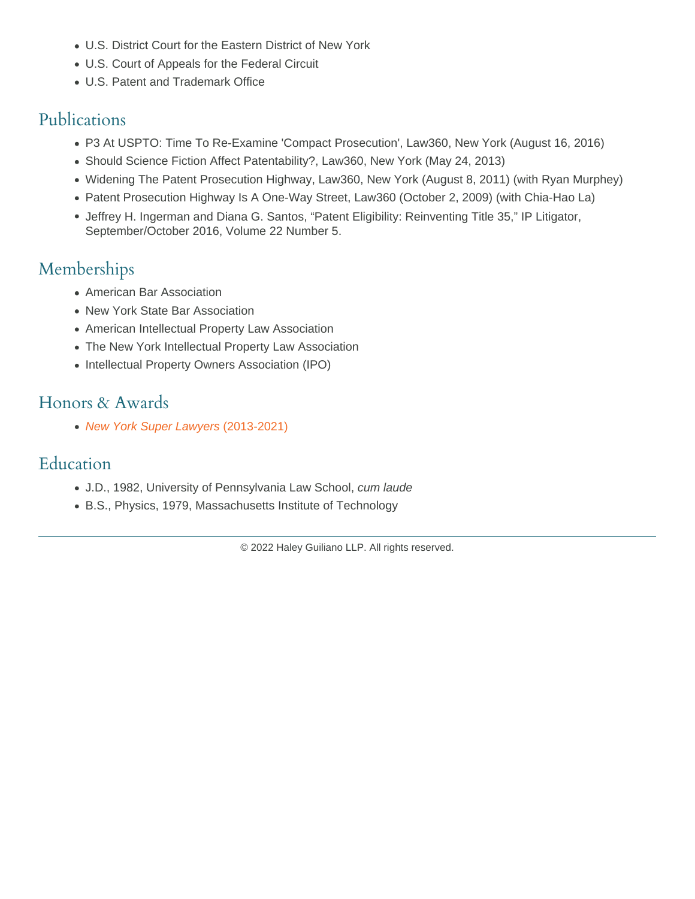- U.S. District Court for the Eastern District of New York
- U.S. Court of Appeals for the Federal Circuit
- U.S. Patent and Trademark Office

## Publications

- P3 At USPTO: Time To Re-Examine 'Compact Prosecution', Law360, New York (August 16, 2016)
- Should Science Fiction Affect Patentability?, Law360, New York (May 24, 2013)
- Widening The Patent Prosecution Highway, Law360, New York (August 8, 2011) (with Ryan Murphey)
- Patent Prosecution Highway Is A One-Way Street, Law360 (October 2, 2009) (with Chia-Hao La)
- Jeffrey H. Ingerman and Diana G. Santos, "Patent Eligibility: Reinventing Title 35," IP Litigator, September/October 2016, Volume 22 Number 5.

## Memberships

- American Bar Association
- New York State Bar Association
- American Intellectual Property Law Association
- The New York Intellectual Property Law Association
- Intellectual Property Owners Association (IPO)

## Honors & Awards

- *New York Super Lawyers* (2013-2021)

## Education

- J.D., 1982, University of Pennsylvania Law School, *cum laude*
- B.S., Physics, 1979, Massachusetts Institute of Technology

© 2022 Haley Guiliano LLP. All rights reserved.